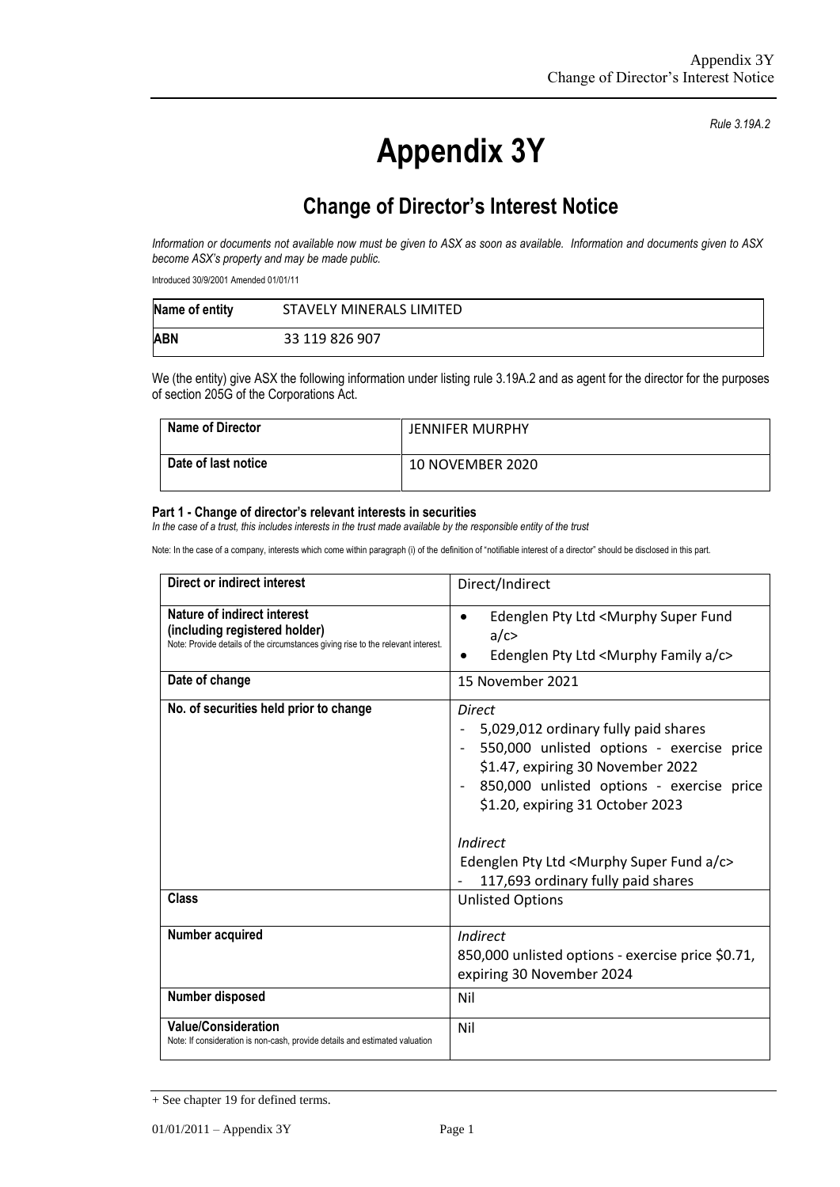*Rule 3.19A.2*

# Appendix 3Y

## Change of Director's Interest Notice

*Information or documents not available now must be given to ASX as soon as available. Information and documents given to ASX become ASX's property and may be made public.*

Introduced 30/9/2001 Amended 01/01/11

| **Name of entity** | STAVELY MINERALS LIMITED |
|---|---|
| **ABN** | 33 119 826 907 |

We (the entity) give ASX the following information under listing rule 3.19A.2 and as agent for the director for the purposes of section 205G of the Corporations Act.

| **Name of Director** | JENNIFER MURPHY |
|---|---|
| **Date of last notice** | 10 NOVEMBER 2020 |

#### Part 1 - Change of director's relevant interests in securities

*In the case of a trust, this includes interests in the trust made available by the responsible entity of the trust*

Note: In the case of a company, interests which come within paragraph (i) of the definition of "notifiable interest of a director" should be disclosed in this part.

| **Direct or indirect interest** | Direct/Indirect |
|---|---|
| **Nature of indirect interest (including registered holder)**<br>Note: Provide details of the circumstances giving rise to the relevant interest. | • Edenglen Pty Ltd <Murphy Super Fund a/c><br>• Edenglen Pty Ltd <Murphy Family a/c> |
| **Date of change** | 15 November 2021 |
| **No. of securities held prior to change** | *Direct*<br>- 5,029,012 ordinary fully paid shares<br>- 550,000 unlisted options - exercise price \$1.47, expiring 30 November 2022<br>- 850,000 unlisted options - exercise price \$1.20, expiring 31 October 2023<br><br>*Indirect*<br>Edenglen Pty Ltd <Murphy Super Fund a/c><br>- 117,693 ordinary fully paid shares |
| **Class** | Unlisted Options |
| **Number acquired** | *Indirect*<br>850,000 unlisted options - exercise price \$0.71, expiring 30 November 2024 |
| **Number disposed** | Nil |
| **Value/Consideration**<br>Note: If consideration is non-cash, provide details and estimated valuation | Nil |

+ See chapter 19 for defined terms.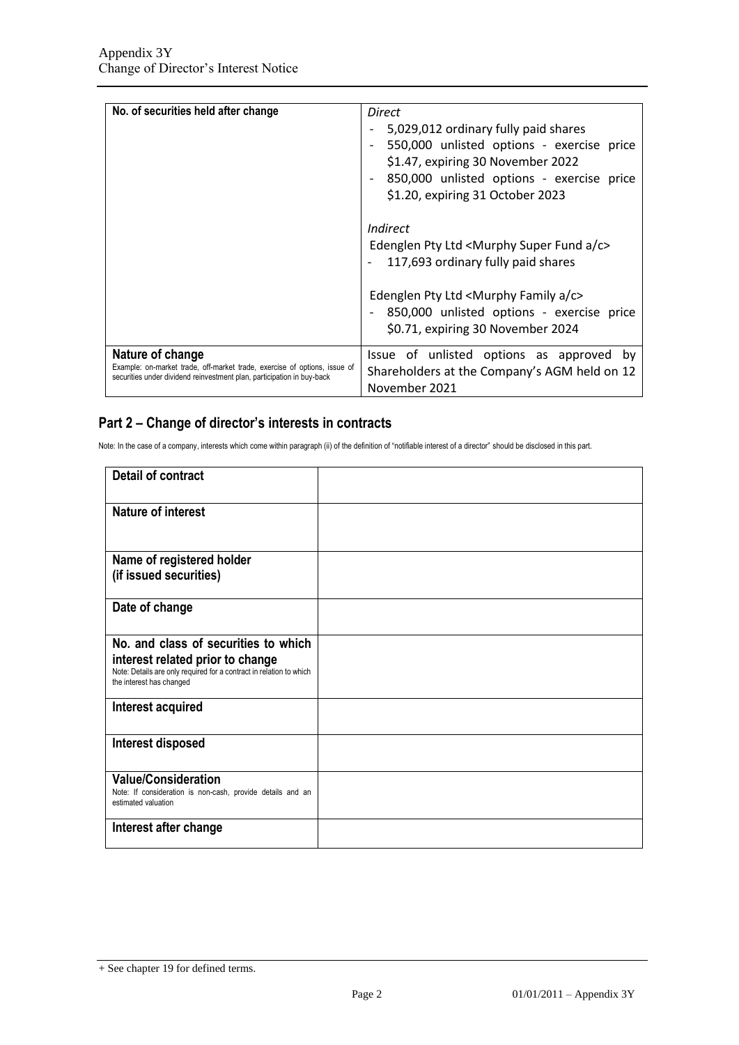| No. of securities held after change | *Direct*<br>- 5,029,012 ordinary fully paid shares<br>- 550,000 unlisted options - exercise price $1.47, expiring 30 November 2022<br>- 850,000 unlisted options - exercise price $1.20, expiring 31 October 2023<br><br>*Indirect*<br>Edenglen Pty Ltd <Murphy Super Fund a/c><br>- 117,693 ordinary fully paid shares<br><br>Edenglen Pty Ltd <Murphy Family a/c><br>- 850,000 unlisted options - exercise price $0.71, expiring 30 November 2024 |
|---|---|
| **Nature of change**<br>Example: on-market trade, off-market trade, exercise of options, issue of securities under dividend reinvestment plan, participation in buy-back | Issue of unlisted options as approved by Shareholders at the Company's AGM held on 12 November 2021 |

## Part 2 – Change of director's interests in contracts

Note: In the case of a company, interests which come within paragraph (ii) of the definition of "notifiable interest of a director" should be disclosed in this part.

| **Detail of contract** | |
|---|---|
| **Nature of interest** | |
| **Name of registered holder (if issued securities)** | |
| **Date of change** | |
| **No. and class of securities to which interest related prior to change**<br>Note: Details are only required for a contract in relation to which the interest has changed | |
| **Interest acquired** | |
| **Interest disposed** | |
| **Value/Consideration**<br>Note: If consideration is non-cash, provide details and an estimated valuation | |
| **Interest after change** | |

+ See chapter 19 for defined terms.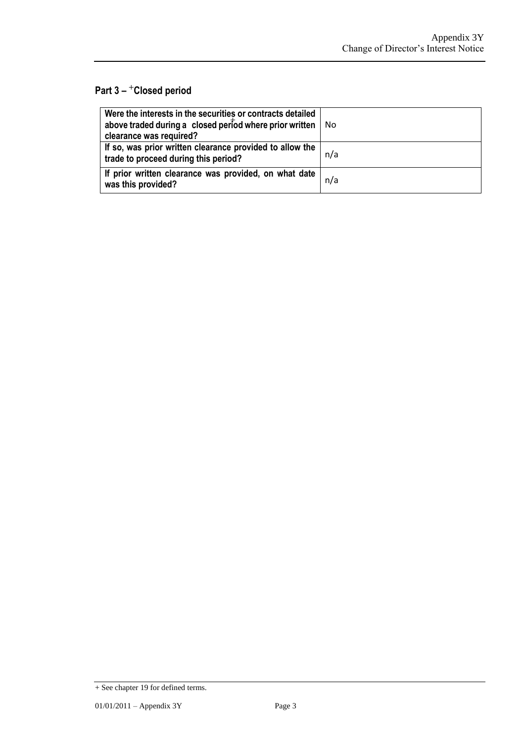## Part 3 – +Closed period

| | |
|---|---|
| **Were the interests in the securities or contracts detailed above traded during a +closed period where prior written clearance was required?** | No |
| **If so, was prior written clearance provided to allow the trade to proceed during this period?** | n/a |
| **If prior written clearance was provided, on what date was this provided?** | n/a |

+ See chapter 19 for defined terms.